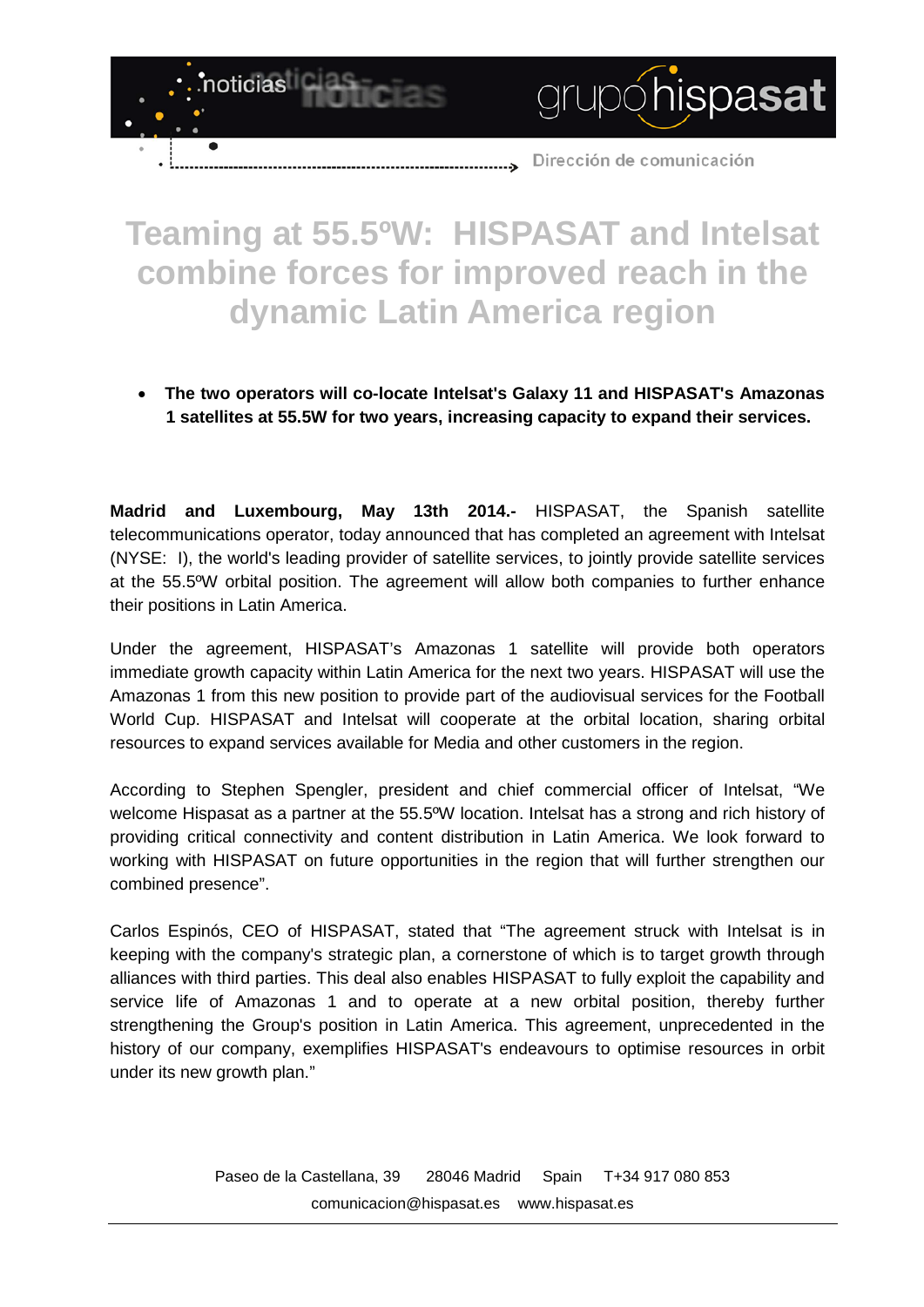# Teaming at 55.5ºW: HISPASAT and Intelsat combine forces for improved reach in the dynamic Latin America region

- **The two operators will co-locate Intelsat's Galaxy 11 and HISPASAT's Amazonas 1 satellites at 55.5W for two years, increasing capacity to expand their services.**

**Madrid and Luxembourg, May 13th 2014.-** HISPASAT, the Spanish satellite telecommunications operator, today announced that has completed an agreement with Intelsat (NYSE: I), the world's leading provider of satellite services, to jointly provide satellite services at the 55.5ºW orbital position. The agreement will allow both companies to further enhance their positions in Latin America.

Under the agreement, HISPASAT's Amazonas 1 satellite will provide both operators immediate growth capacity within Latin America for the next two years. HISPASAT will use the Amazonas 1 from this new position to provide part of the audiovisual services for the Football World Cup. HISPASAT and Intelsat will cooperate at the orbital location, sharing orbital resources to expand services available for Media and other customers in the region.

According to Stephen Spengler, president and chief commercial officer of Intelsat, "We welcome Hispasat as a partner at the 55.5ºW location. Intelsat has a strong and rich history of providing critical connectivity and content distribution in Latin America. We look forward to working with HISPASAT on future opportunities in the region that will further strengthen our combined presence".

Carlos Espinós, CEO of HISPASAT, stated that "The agreement struck with Intelsat is in keeping with the company's strategic plan, a cornerstone of which is to target growth through alliances with third parties. This deal also enables HISPASAT to fully exploit the capability and service life of Amazonas 1 and to operate at a new orbital position, thereby further strengthening the Group's position in Latin America. This agreement, unprecedented in the history of our company, exemplifies HISPASAT's endeavours to optimise resources in orbit under its new growth plan."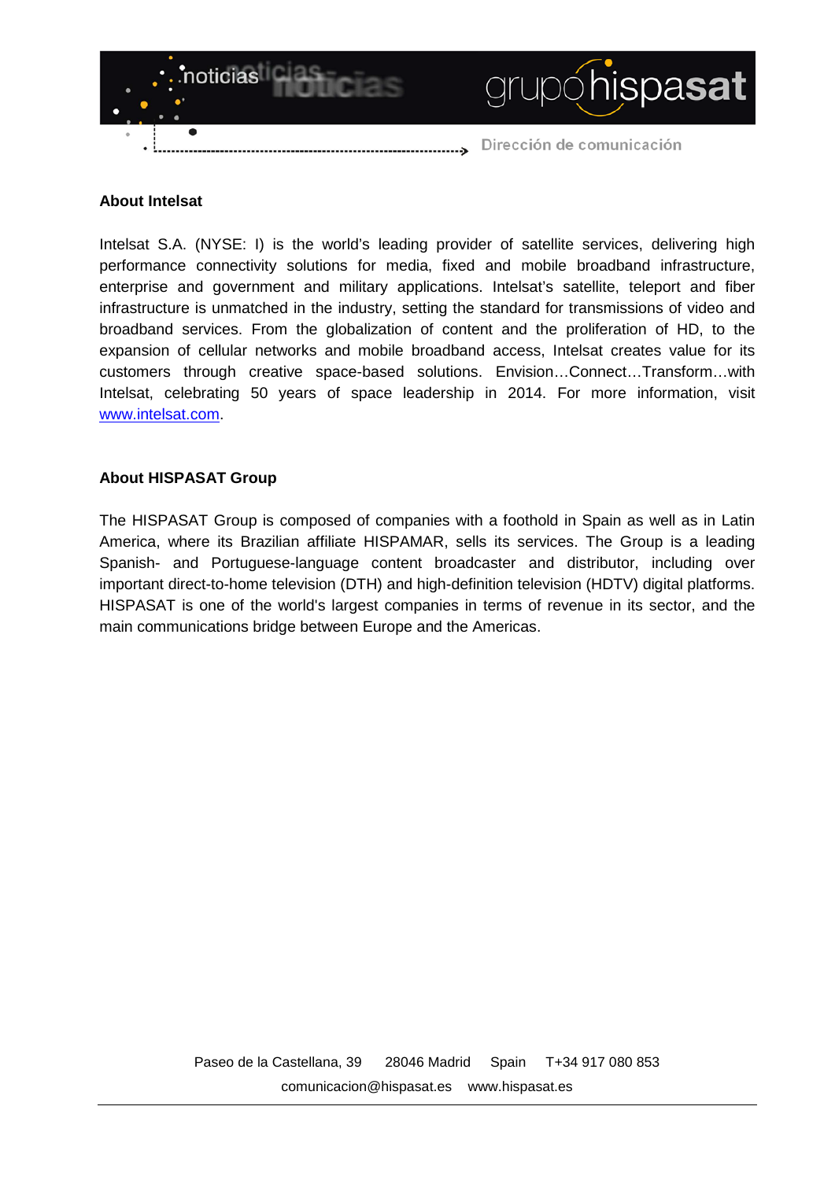**About Intelsat**

Intelsat S.A. (NYSE: I) is the world's leading provider of satellite services, delivering high performance connectivity solutions for media, fixed and mobile broadband infrastructure, enterprise and government and military applications. Intelsat's satellite, teleport and fiber infrastructure is unmatched in the industry, setting the standard for transmissions of video and broadband services. From the globalization of content and the proliferation of HD, to the expansion of cellular networks and mobile broadband access, Intelsat creates value for its customers through creative space-based solutions. Envision…Connect…Transform…with Intelsat, celebrating 50 years of space leadership in 2014. For more information, visit www.intelsat.com.

**About HISPASAT Group**

The HISPASAT Group is composed of companies with a foothold in Spain as well as in Latin America, where its Brazilian affiliate HISPAMAR, sells its services. The Group is a leading Spanish- and Portuguese-language content broadcaster and distributor, including over important direct-to-home television (DTH) and high-definition television (HDTV) digital platforms. HISPASAT is one of the world's largest companies in terms of revenue in its sector, and the main communications bridge between Europe and the Americas.